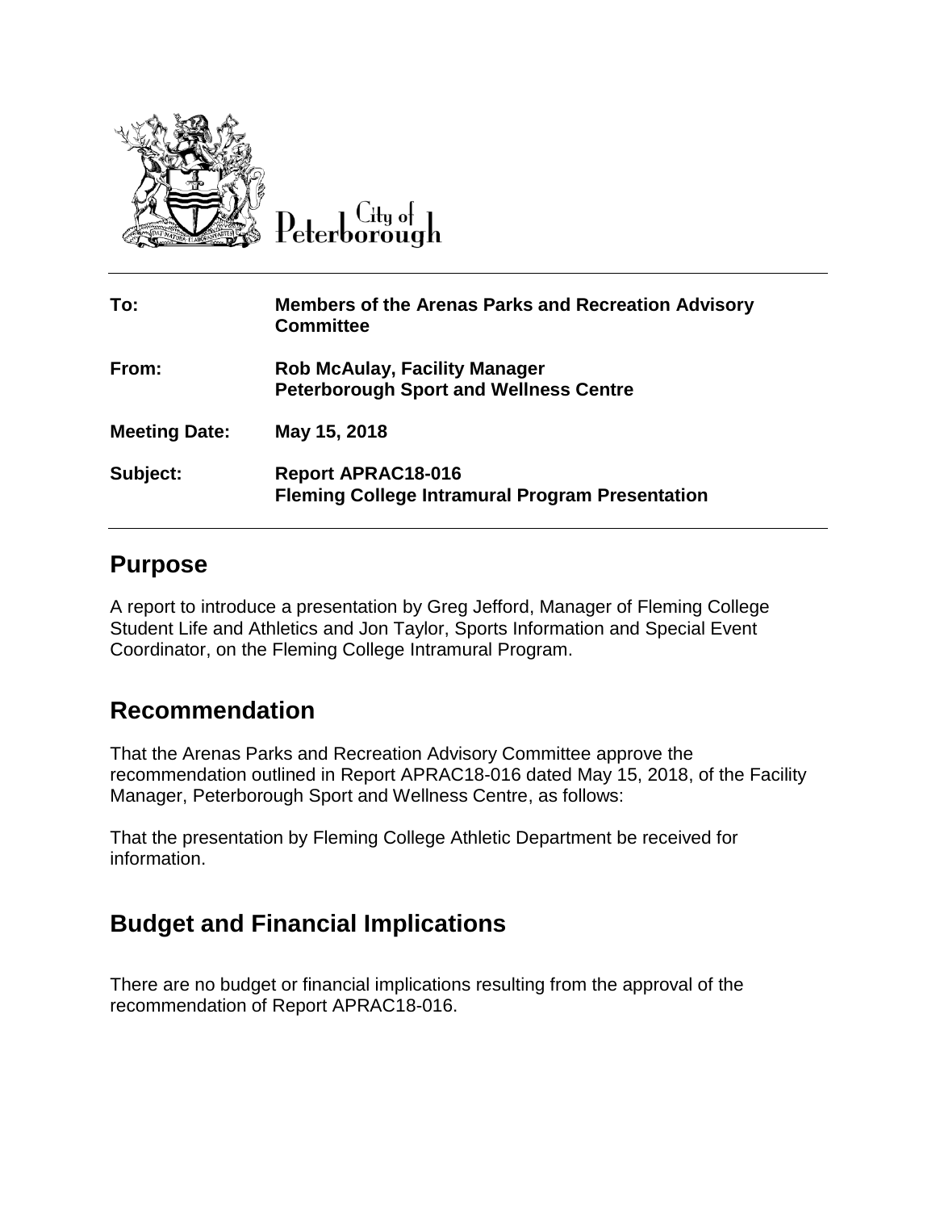City of Peterborough

| | |
|---|---|
| **To:** | **Members of the Arenas Parks and Recreation Advisory Committee** |
| **From:** | **Rob McAulay, Facility Manager**<br>**Peterborough Sport and Wellness Centre** |
| **Meeting Date:** | **May 15, 2018** |
| **Subject:** | **Report APRAC18-016**<br>**Fleming College Intramural Program Presentation** |

## Purpose

A report to introduce a presentation by Greg Jefford, Manager of Fleming College Student Life and Athletics and Jon Taylor, Sports Information and Special Event Coordinator, on the Fleming College Intramural Program.

## Recommendation

That the Arenas Parks and Recreation Advisory Committee approve the recommendation outlined in Report APRAC18-016 dated May 15, 2018, of the Facility Manager, Peterborough Sport and Wellness Centre, as follows:

That the presentation by Fleming College Athletic Department be received for information.

## Budget and Financial Implications

There are no budget or financial implications resulting from the approval of the recommendation of Report APRAC18-016.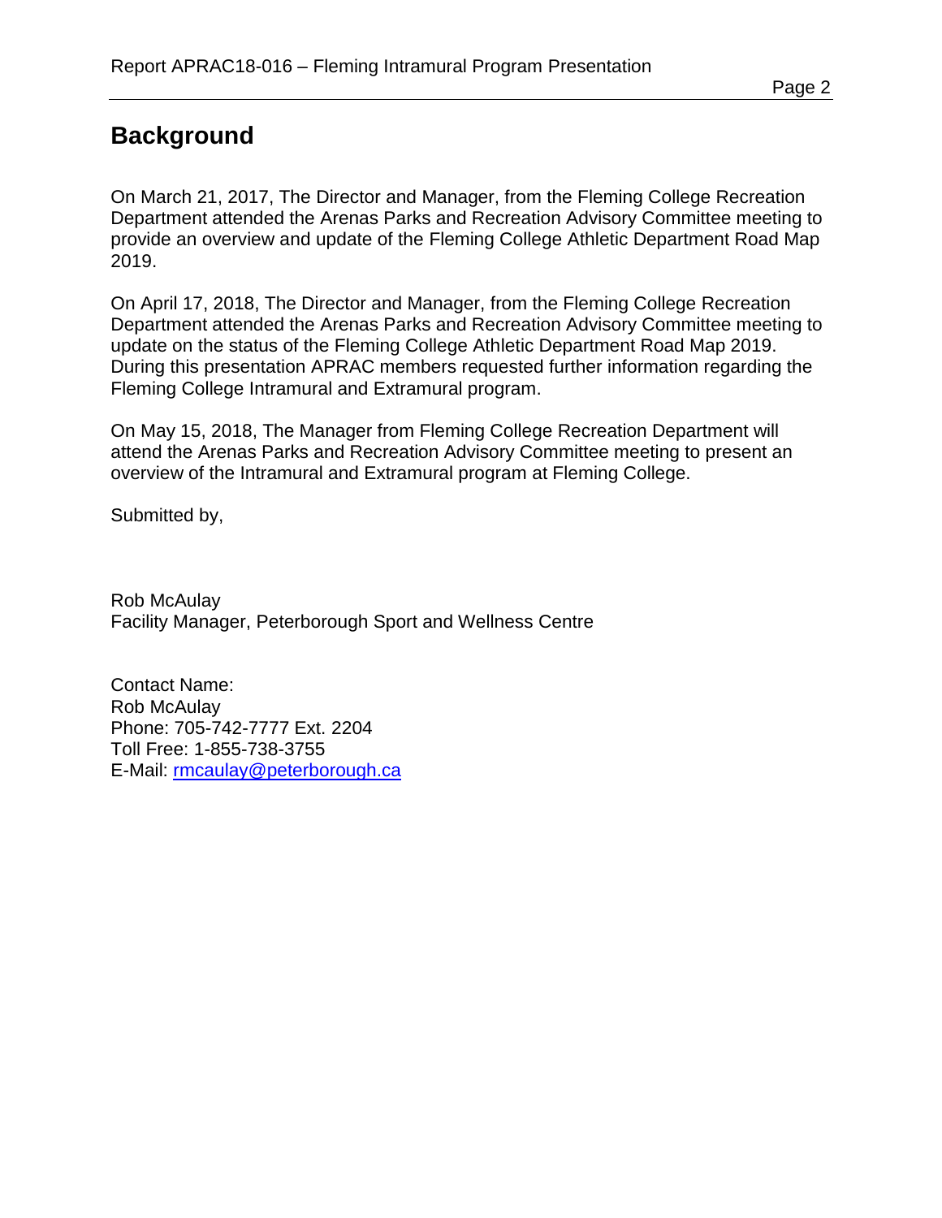## Background

On March 21, 2017, The Director and Manager, from the Fleming College Recreation Department attended the Arenas Parks and Recreation Advisory Committee meeting to provide an overview and update of the Fleming College Athletic Department Road Map 2019.

On April 17, 2018, The Director and Manager, from the Fleming College Recreation Department attended the Arenas Parks and Recreation Advisory Committee meeting to update on the status of the Fleming College Athletic Department Road Map 2019. During this presentation APRAC members requested further information regarding the Fleming College Intramural and Extramural program.

On May 15, 2018, The Manager from Fleming College Recreation Department will attend the Arenas Parks and Recreation Advisory Committee meeting to present an overview of the Intramural and Extramural program at Fleming College.

Submitted by,

Rob McAulay
Facility Manager, Peterborough Sport and Wellness Centre

Contact Name:
Rob McAulay
Phone: 705-742-7777 Ext. 2204
Toll Free: 1-855-738-3755
E-Mail: rmcaulay@peterborough.ca